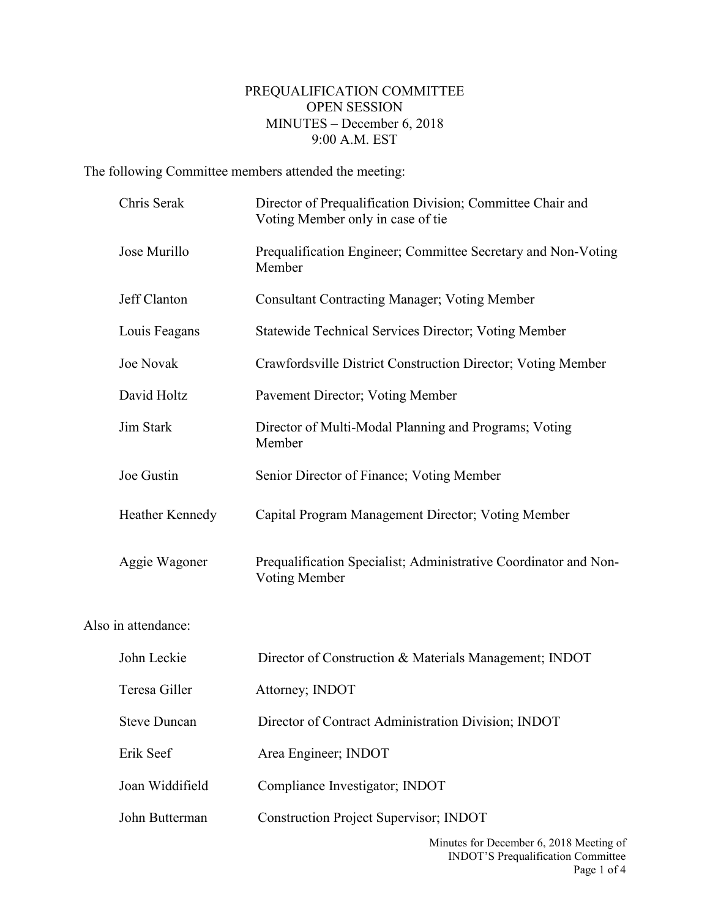# PREQUALIFICATION COMMITTEE
## OPEN SESSION
### MINUTES – December 6, 2018
### 9:00 A.M. EST

The following Committee members attended the meeting:

| | |
|---|---|
| Chris Serak | Director of Prequalification Division; Committee Chair and Voting Member only in case of tie |
| Jose Murillo | Prequalification Engineer; Committee Secretary and Non-Voting Member |
| Jeff Clanton | Consultant Contracting Manager; Voting Member |
| Louis Feagans | Statewide Technical Services Director; Voting Member |
| Joe Novak | Crawfordsville District Construction Director; Voting Member |
| David Holtz | Pavement Director; Voting Member |
| Jim Stark | Director of Multi-Modal Planning and Programs; Voting Member |
| Joe Gustin | Senior Director of Finance; Voting Member |
| Heather Kennedy | Capital Program Management Director; Voting Member |
| Aggie Wagoner | Prequalification Specialist; Administrative Coordinator and Non-Voting Member |

Also in attendance:

| | |
|---|---|
| John Leckie | Director of Construction & Materials Management; INDOT |
| Teresa Giller | Attorney; INDOT |
| Steve Duncan | Director of Contract Administration Division; INDOT |
| Erik Seef | Area Engineer; INDOT |
| Joan Widdifield | Compliance Investigator; INDOT |
| John Butterman | Construction Project Supervisor; INDOT |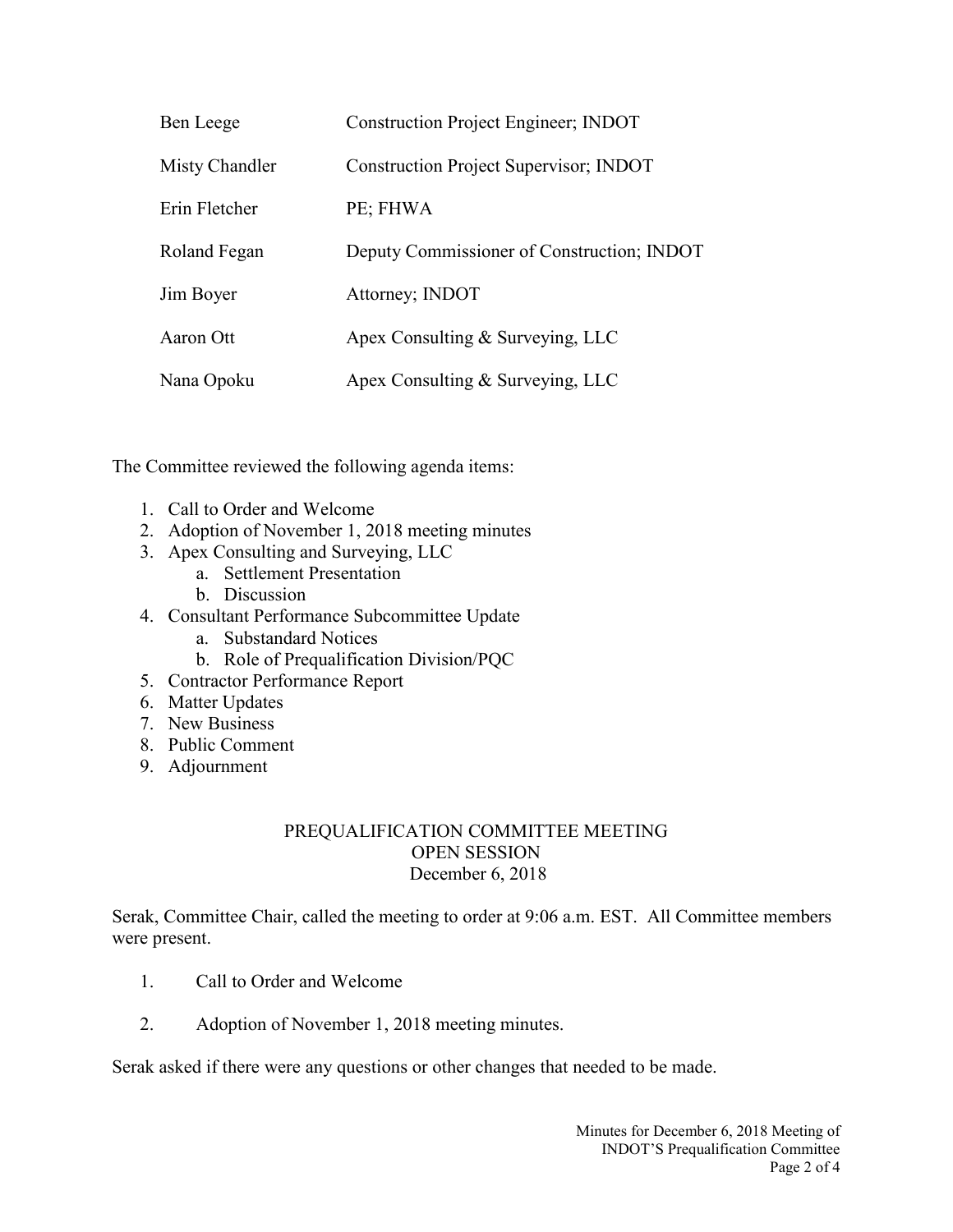| | |
|---|---|
| Ben Leege | Construction Project Engineer; INDOT |
| Misty Chandler | Construction Project Supervisor; INDOT |
| Erin Fletcher | PE; FHWA |
| Roland Fegan | Deputy Commissioner of Construction; INDOT |
| Jim Boyer | Attorney; INDOT |
| Aaron Ott | Apex Consulting & Surveying, LLC |
| Nana Opoku | Apex Consulting & Surveying, LLC |

The Committee reviewed the following agenda items:

1. Call to Order and Welcome
2. Adoption of November 1, 2018 meeting minutes
3. Apex Consulting and Surveying, LLC
   a. Settlement Presentation
   b. Discussion
4. Consultant Performance Subcommittee Update
   a. Substandard Notices
   b. Role of Prequalification Division/PQC
5. Contractor Performance Report
6. Matter Updates
7. New Business
8. Public Comment
9. Adjournment

## PREQUALIFICATION COMMITTEE MEETING
## OPEN SESSION
## December 6, 2018

Serak, Committee Chair, called the meeting to order at 9:06 a.m. EST. All Committee members were present.

1. Call to Order and Welcome

2. Adoption of November 1, 2018 meeting minutes.

Serak asked if there were any questions or other changes that needed to be made.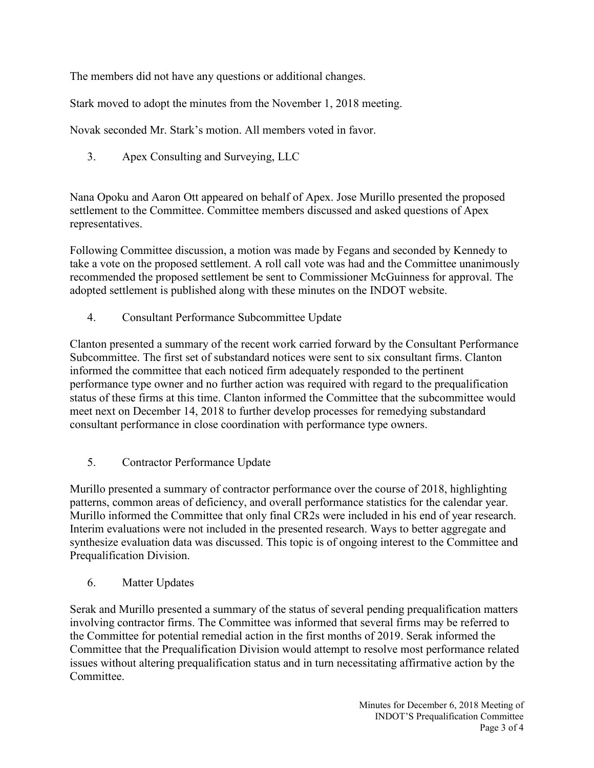The members did not have any questions or additional changes.

Stark moved to adopt the minutes from the November 1, 2018 meeting.

Novak seconded Mr. Stark's motion. All members voted in favor.

3. Apex Consulting and Surveying, LLC

Nana Opoku and Aaron Ott appeared on behalf of Apex. Jose Murillo presented the proposed settlement to the Committee. Committee members discussed and asked questions of Apex representatives.

Following Committee discussion, a motion was made by Fegans and seconded by Kennedy to take a vote on the proposed settlement. A roll call vote was had and the Committee unanimously recommended the proposed settlement be sent to Commissioner McGuinness for approval. The adopted settlement is published along with these minutes on the INDOT website.

4. Consultant Performance Subcommittee Update

Clanton presented a summary of the recent work carried forward by the Consultant Performance Subcommittee. The first set of substandard notices were sent to six consultant firms. Clanton informed the committee that each noticed firm adequately responded to the pertinent performance type owner and no further action was required with regard to the prequalification status of these firms at this time. Clanton informed the Committee that the subcommittee would meet next on December 14, 2018 to further develop processes for remedying substandard consultant performance in close coordination with performance type owners.

5. Contractor Performance Update

Murillo presented a summary of contractor performance over the course of 2018, highlighting patterns, common areas of deficiency, and overall performance statistics for the calendar year. Murillo informed the Committee that only final CR2s were included in his end of year research. Interim evaluations were not included in the presented research. Ways to better aggregate and synthesize evaluation data was discussed. This topic is of ongoing interest to the Committee and Prequalification Division.

6. Matter Updates

Serak and Murillo presented a summary of the status of several pending prequalification matters involving contractor firms. The Committee was informed that several firms may be referred to the Committee for potential remedial action in the first months of 2019. Serak informed the Committee that the Prequalification Division would attempt to resolve most performance related issues without altering prequalification status and in turn necessitating affirmative action by the Committee.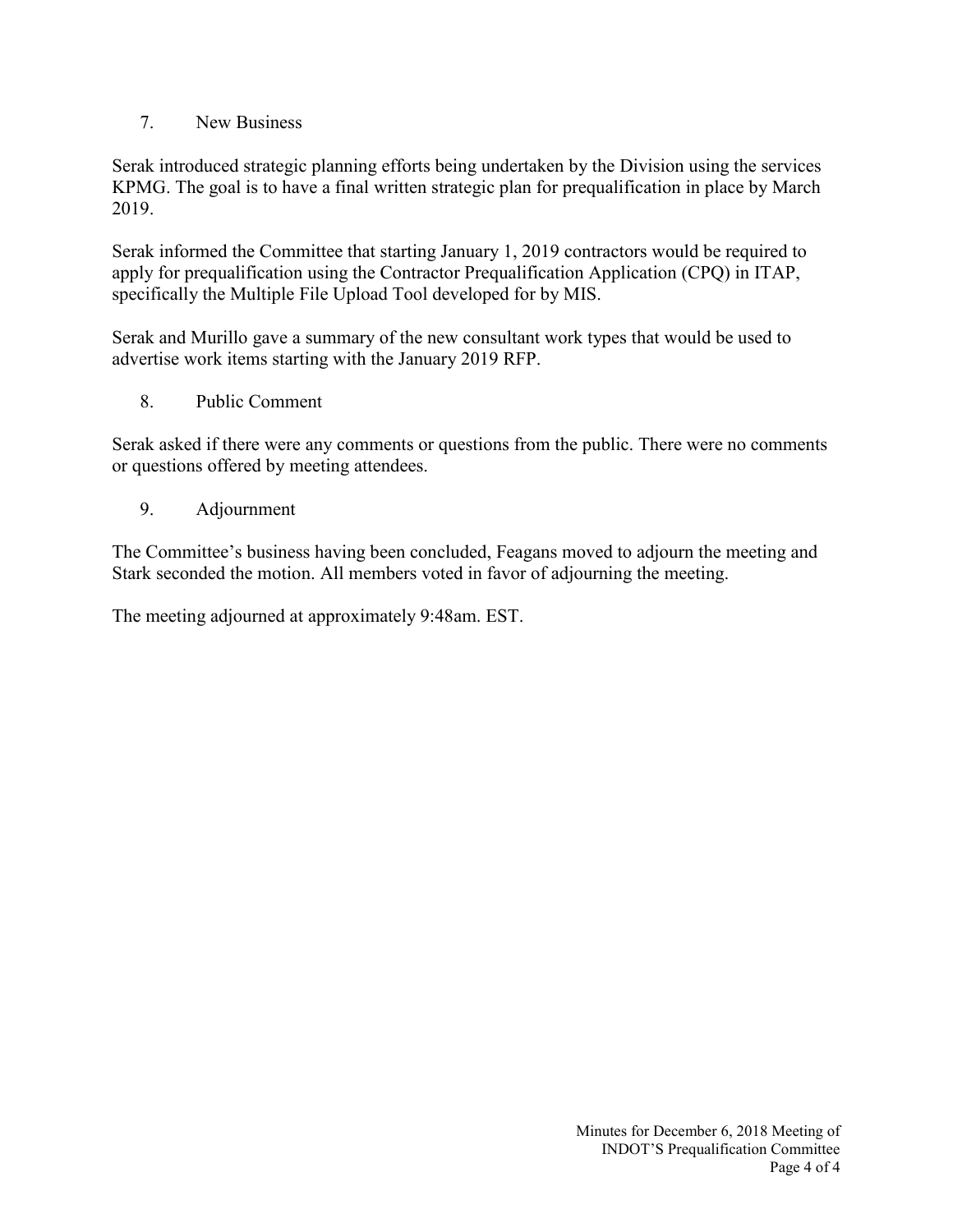7. New Business

Serak introduced strategic planning efforts being undertaken by the Division using the services KPMG. The goal is to have a final written strategic plan for prequalification in place by March 2019.

Serak informed the Committee that starting January 1, 2019 contractors would be required to apply for prequalification using the Contractor Prequalification Application (CPQ) in ITAP, specifically the Multiple File Upload Tool developed for by MIS.

Serak and Murillo gave a summary of the new consultant work types that would be used to advertise work items starting with the January 2019 RFP.

8. Public Comment

Serak asked if there were any comments or questions from the public. There were no comments or questions offered by meeting attendees.

9. Adjournment

The Committee's business having been concluded, Feagans moved to adjourn the meeting and Stark seconded the motion. All members voted in favor of adjourning the meeting.

The meeting adjourned at approximately 9:48am. EST.